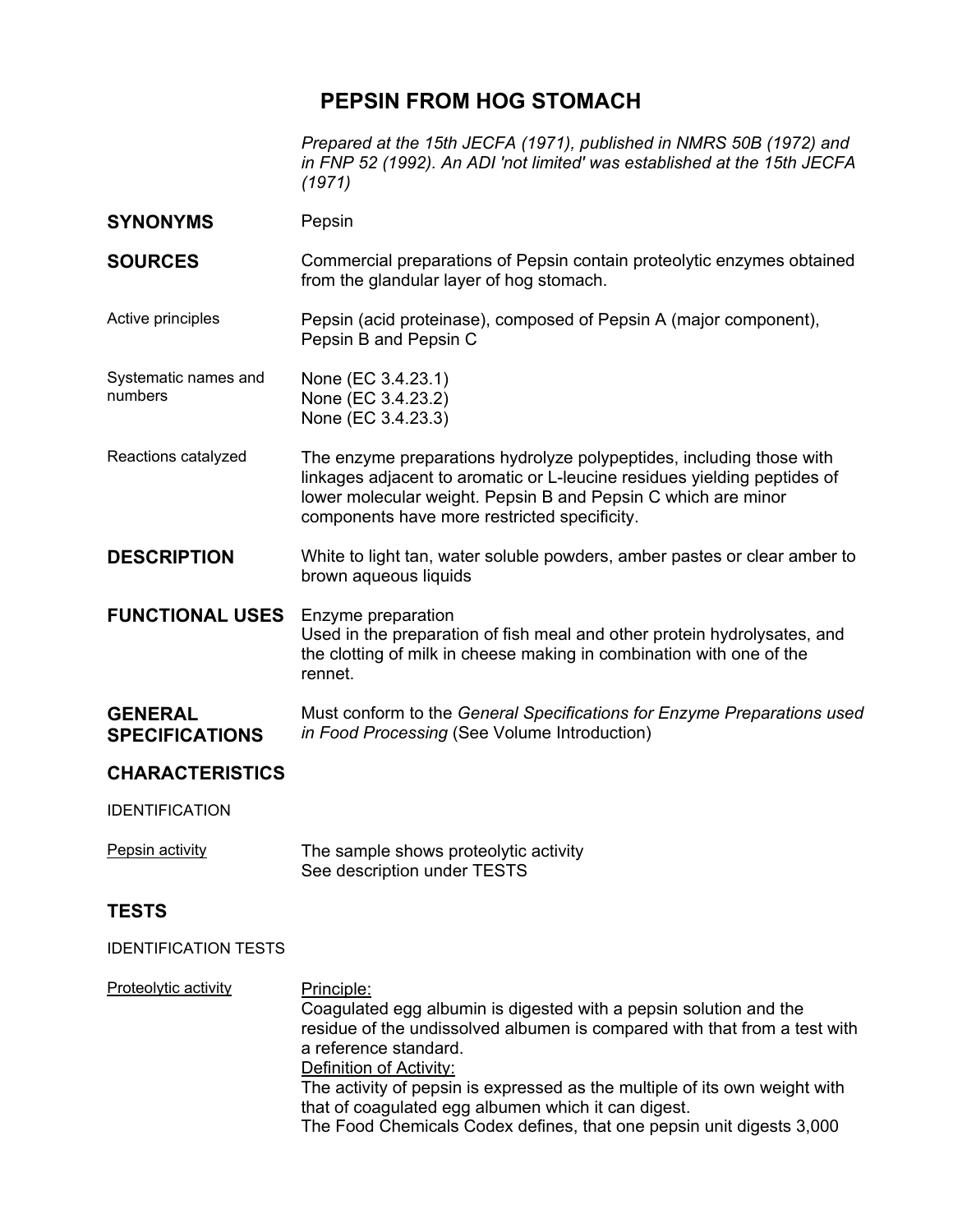# PEPSIN FROM HOG STOMACH

*Prepared at the 15th JECFA (1971), published in NMRS 50B (1972) and in FNP 52 (1992). An ADI 'not limited' was established at the 15th JECFA (1971)*

## SYNONYMS

Pepsin

## SOURCES

Commercial preparations of Pepsin contain proteolytic enzymes obtained from the glandular layer of hog stomach.

**Active principles**

Pepsin (acid proteinase), composed of Pepsin A (major component), Pepsin B and Pepsin C

**Systematic names and numbers**

None (EC 3.4.23.1)
None (EC 3.4.23.2)
None (EC 3.4.23.3)

**Reactions catalyzed**

The enzyme preparations hydrolyze polypeptides, including those with linkages adjacent to aromatic or L-leucine residues yielding peptides of lower molecular weight. Pepsin B and Pepsin C which are minor components have more restricted specificity.

## DESCRIPTION

White to light tan, water soluble powders, amber pastes or clear amber to brown aqueous liquids

## FUNCTIONAL USES

Enzyme preparation
Used in the preparation of fish meal and other protein hydrolysates, and the clotting of milk in cheese making in combination with one of the rennet.

## GENERAL SPECIFICATIONS

Must conform to the *General Specifications for Enzyme Preparations used in Food Processing* (See Volume Introduction)

## CHARACTERISTICS

IDENTIFICATION

Pepsin activity

The sample shows proteolytic activity
See description under TESTS

## TESTS

IDENTIFICATION TESTS

Proteolytic activity

Principle:
Coagulated egg albumin is digested with a pepsin solution and the residue of the undissolved albumen is compared with that from a test with a reference standard.
Definition of Activity:
The activity of pepsin is expressed as the multiple of its own weight with that of coagulated egg albumen which it can digest.
The Food Chemicals Codex defines, that one pepsin unit digests 3,000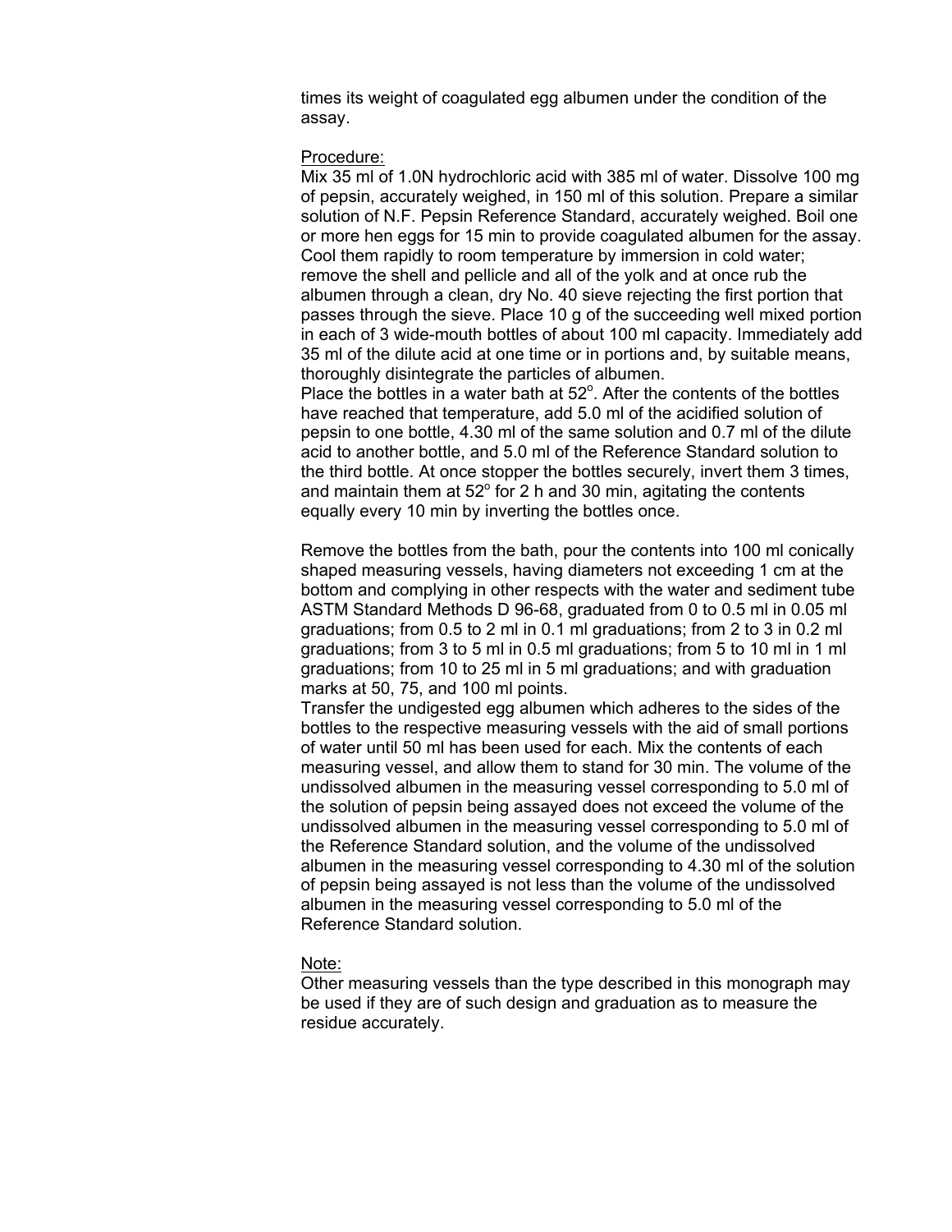times its weight of coagulated egg albumen under the condition of the assay.

Procedure:

Mix 35 ml of 1.0N hydrochloric acid with 385 ml of water. Dissolve 100 mg of pepsin, accurately weighed, in 150 ml of this solution. Prepare a similar solution of N.F. Pepsin Reference Standard, accurately weighed. Boil one or more hen eggs for 15 min to provide coagulated albumen for the assay. Cool them rapidly to room temperature by immersion in cold water; remove the shell and pellicle and all of the yolk and at once rub the albumen through a clean, dry No. 40 sieve rejecting the first portion that passes through the sieve. Place 10 g of the succeeding well mixed portion in each of 3 wide-mouth bottles of about 100 ml capacity. Immediately add 35 ml of the dilute acid at one time or in portions and, by suitable means, thoroughly disintegrate the particles of albumen.

Place the bottles in a water bath at 52$^{o}$. After the contents of the bottles have reached that temperature, add 5.0 ml of the acidified solution of pepsin to one bottle, 4.30 ml of the same solution and 0.7 ml of the dilute acid to another bottle, and 5.0 ml of the Reference Standard solution to the third bottle. At once stopper the bottles securely, invert them 3 times, and maintain them at 52$^{o}$ for 2 h and 30 min, agitating the contents equally every 10 min by inverting the bottles once.

Remove the bottles from the bath, pour the contents into 100 ml conically shaped measuring vessels, having diameters not exceeding 1 cm at the bottom and complying in other respects with the water and sediment tube ASTM Standard Methods D 96-68, graduated from 0 to 0.5 ml in 0.05 ml graduations; from 0.5 to 2 ml in 0.1 ml graduations; from 2 to 3 in 0.2 ml graduations; from 3 to 5 ml in 0.5 ml graduations; from 5 to 10 ml in 1 ml graduations; from 10 to 25 ml in 5 ml graduations; and with graduation marks at 50, 75, and 100 ml points.

Transfer the undigested egg albumen which adheres to the sides of the bottles to the respective measuring vessels with the aid of small portions of water until 50 ml has been used for each. Mix the contents of each measuring vessel, and allow them to stand for 30 min. The volume of the undissolved albumen in the measuring vessel corresponding to 5.0 ml of the solution of pepsin being assayed does not exceed the volume of the undissolved albumen in the measuring vessel corresponding to 5.0 ml of the Reference Standard solution, and the volume of the undissolved albumen in the measuring vessel corresponding to 4.30 ml of the solution of pepsin being assayed is not less than the volume of the undissolved albumen in the measuring vessel corresponding to 5.0 ml of the Reference Standard solution.

Note:

Other measuring vessels than the type described in this monograph may be used if they are of such design and graduation as to measure the residue accurately.